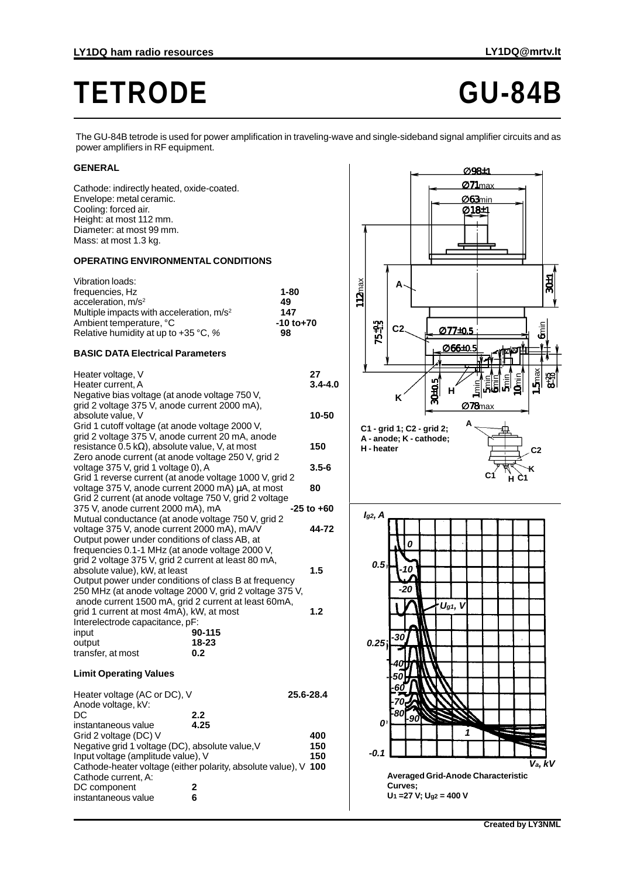# TETRODE GU-84B

The GU-84B tetrode is used for power amplification in traveling-wave and single-sideband signal amplifier circuits and as power amplifiers in RF equipment.

## GENERAL

Cathode: indirectly heated, oxide-coated.
Envelope: metal ceramic.
Cooling: forced air.
Height: at most 112 mm.
Diameter: at most 99 mm.
Mass: at most 1.3 kg.

## OPERATING ENVIRONMENTAL CONDITIONS

| Parameter | Value |
|---|---|
| Vibration loads: | |
| frequencies, Hz | **1-80** |
| acceleration, $m/s^2$ | **49** |
| Multiple impacts with acceleration, $m/s^2$ | **147** |
| Ambient temperature, °C | **-10 to+70** |
| Relative humidity at up to +35 °C, % | **98** |

## BASIC DATA Electrical Parameters

| Parameter | Value |
|---|---|
| Heater voltage, V | **27** |
| Heater current, A | **3.4-4.0** |
| Negative bias voltage (at anode voltage 750 V, grid 2 voltage 375 V, anode current 2000 mA), absolute value, V | **10-50** |
| Grid 1 cutoff voltage (at anode voltage 2000 V, grid 2 voltage 375 V, anode current 20 mA, anode resistance 0.5 kΩ), absolute value, V, at most | **150** |
| Zero anode current (at anode voltage 250 V, grid 2 voltage 375 V, grid 1 voltage 0), A | **3.5-6** |
| Grid 1 reverse current (at anode voltage 1000 V, grid 2 voltage 375 V, anode current 2000 mA) µA, at most | **80** |
| Grid 2 current (at anode voltage 750 V, grid 2 voltage 375 V, anode current 2000 mA), mA | **-25 to +60** |
| Mutual conductance (at anode voltage 750 V, grid 2 voltage 375 V, anode current 2000 mA), mA/V | **44-72** |
| Output power under conditions of class AB, at frequencies 0.1-1 MHz (at anode voltage 2000 V, grid 2 voltage 375 V, grid 2 current at least 80 mA, absolute value), kW, at least | **1.5** |
| Output power under conditions of class B at frequency 250 MHz (at anode voltage 2000 V, grid 2 voltage 375 V, anode current 1500 mA, grid 2 current at least 60mA, grid 1 current at most 4mA), kW, at most | **1.2** |
| Interelectrode capacitance, pF: | |
| input | **90-115** |
| output | **18-23** |
| transfer, at most | **0.2** |

## Limit Operating Values

| Parameter | Value |
|---|---|
| Heater voltage (AC or DC), V | **25.6-28.4** |
| Anode voltage, kV: | |
| DC | **2.2** |
| instantaneous value | **4.25** |
| Grid 2 voltage (DC) V | **400** |
| Negative grid 1 voltage (DC), absolute value,V | **150** |
| Input voltage (amplitude value), V | **150** |
| Cathode-heater voltage (either polarity, absolute value), V | **100** |
| Cathode current, A: | |
| DC component | **2** |
| instantaneous value | **6** |

C1 - grid 1; C2 - grid 2; A - anode; K - cathode; H - heater

**Averaged Grid-Anode Characteristic Curves;**
**$U_1$ =27 V; $U_{g2}$ = 400 V**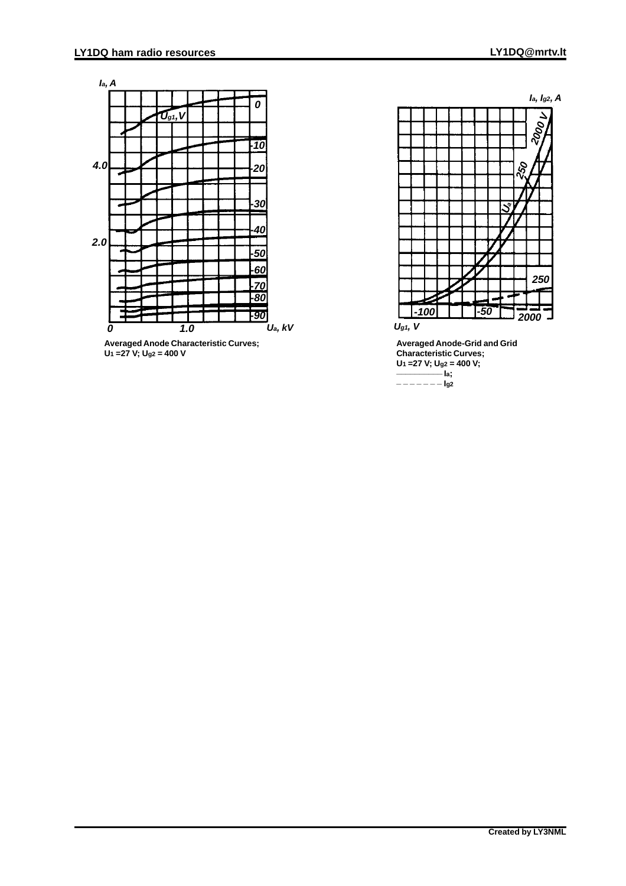$I_a$, A

0

$U_{g1}$,V

-10

4.0

-20

-30

-40

2.0

-50

-60

-70

-80

-90

0

1.0

$U_a$, kV

Averaged Anode Characteristic Curves;
$U_1$ =27 V; $U_{g2}$ = 400 V

$I_a$, $I_{g2}$, A

2000 V

250

$U_a$

250

-100

-50

2000

$U_{g1}$, V

Averaged Anode-Grid and Grid Characteristic Curves;
$U_1$ =27 V; $U_{g2}$ = 400 V;
———— $I_a$;
– – – – – – – $I_{g2}$